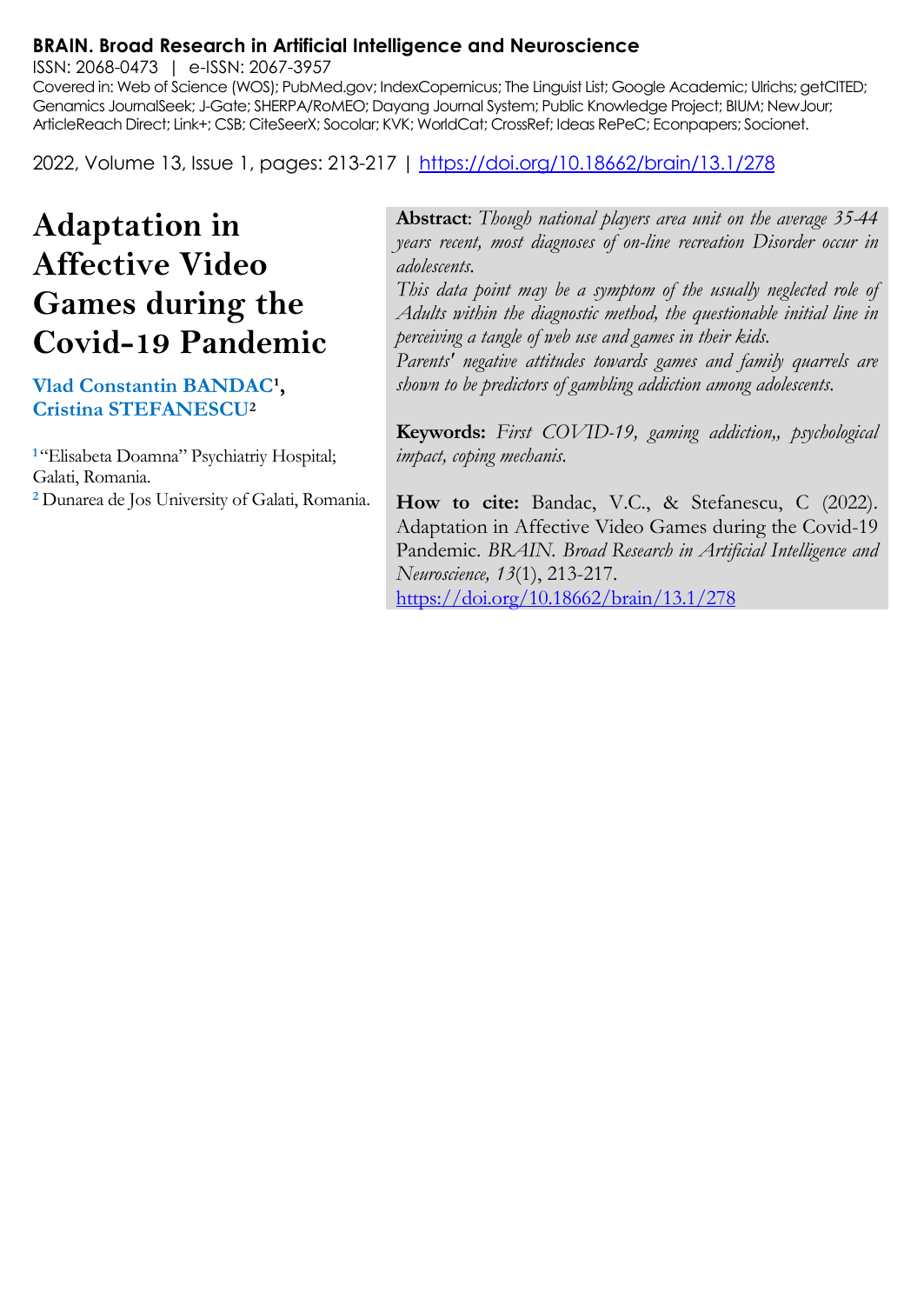**BRAIN. Broad Research in Artificial Intelligence and Neuroscience**

ISSN: 2068-0473 | e-ISSN: 2067-3957

Covered in: Web of Science (WOS); PubMed.gov; IndexCopernicus; The Linguist List; Google Academic; Ulrichs; getCITED; Genamics JournalSeek; J-Gate; SHERPA/RoMEO; Dayang Journal System; Public Knowledge Project; BIUM; NewJour; ArticleReach Direct; Link+; CSB; CiteSeerX; Socolar; KVK; WorldCat; CrossRef; Ideas RePeC; Econpapers; Socionet.

2022, Volume 13, Issue 1, pages: 213-217 | https://doi.org/10.18662/brain/13.1/278

# Adaptation in Affective Video Games during the Covid-19 Pandemic

**Vlad Constantin BANDAC**[1], **Cristina STEFANESCU**[2]

[1] "Elisabeta Doamna" Psychiatriy Hospital; Galati, Romania.

[2] Dunarea de Jos University of Galati, Romania.

**Abstract**: *Though national players area unit on the average 35-44 years recent, most diagnoses of on-line recreation Disorder occur in adolescents.*

*This data point may be a symptom of the usually neglected role of Adults within the diagnostic method, the questionable initial line in perceiving a tangle of web use and games in their kids.*

*Parents' negative attitudes towards games and family quarrels are shown to be predictors of gambling addiction among adolescents.*

**Keywords:** *First COVID-19, gaming addiction,, psychological impact, coping mechanis.*

**How to cite:** Bandac, V.C., & Stefanescu, C (2022). Adaptation in Affective Video Games during the Covid-19 Pandemic. *BRAIN. Broad Research in Artificial Intelligence and Neuroscience, 13*(1), 213-217. https://doi.org/10.18662/brain/13.1/278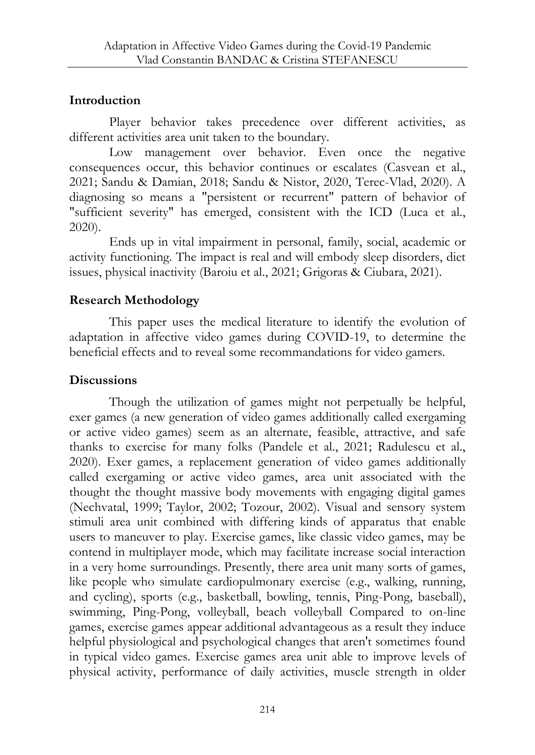## Introduction

Player behavior takes precedence over different activities, as different activities area unit taken to the boundary.

Low management over behavior. Even once the negative consequences occur, this behavior continues or escalates (Casvean et al., 2021; Sandu & Damian, 2018; Sandu & Nistor, 2020, Terec-Vlad, 2020). A diagnosing so means a "persistent or recurrent" pattern of behavior of "sufficient severity" has emerged, consistent with the ICD (Luca et al., 2020).

Ends up in vital impairment in personal, family, social, academic or activity functioning. The impact is real and will embody sleep disorders, diet issues, physical inactivity (Baroiu et al., 2021; Grigoras & Ciubara, 2021).

## Research Methodology

This paper uses the medical literature to identify the evolution of adaptation in affective video games during COVID-19, to determine the beneficial effects and to reveal some recommandations for video gamers.

## Discussions

Though the utilization of games might not perpetually be helpful, exer games (a new generation of video games additionally called exergaming or active video games) seem as an alternate, feasible, attractive, and safe thanks to exercise for many folks (Pandele et al., 2021; Radulescu et al., 2020). Exer games, a replacement generation of video games additionally called exergaming or active video games, area unit associated with the thought the thought massive body movements with engaging digital games (Nechvatal, 1999; Taylor, 2002; Tozour, 2002). Visual and sensory system stimuli area unit combined with differing kinds of apparatus that enable users to maneuver to play. Exercise games, like classic video games, may be contend in multiplayer mode, which may facilitate increase social interaction in a very home surroundings. Presently, there area unit many sorts of games, like people who simulate cardiopulmonary exercise (e.g., walking, running, and cycling), sports (e.g., basketball, bowling, tennis, Ping-Pong, baseball), swimming, Ping-Pong, volleyball, beach volleyball Compared to on-line games, exercise games appear additional advantageous as a result they induce helpful physiological and psychological changes that aren't sometimes found in typical video games. Exercise games area unit able to improve levels of physical activity, performance of daily activities, muscle strength in older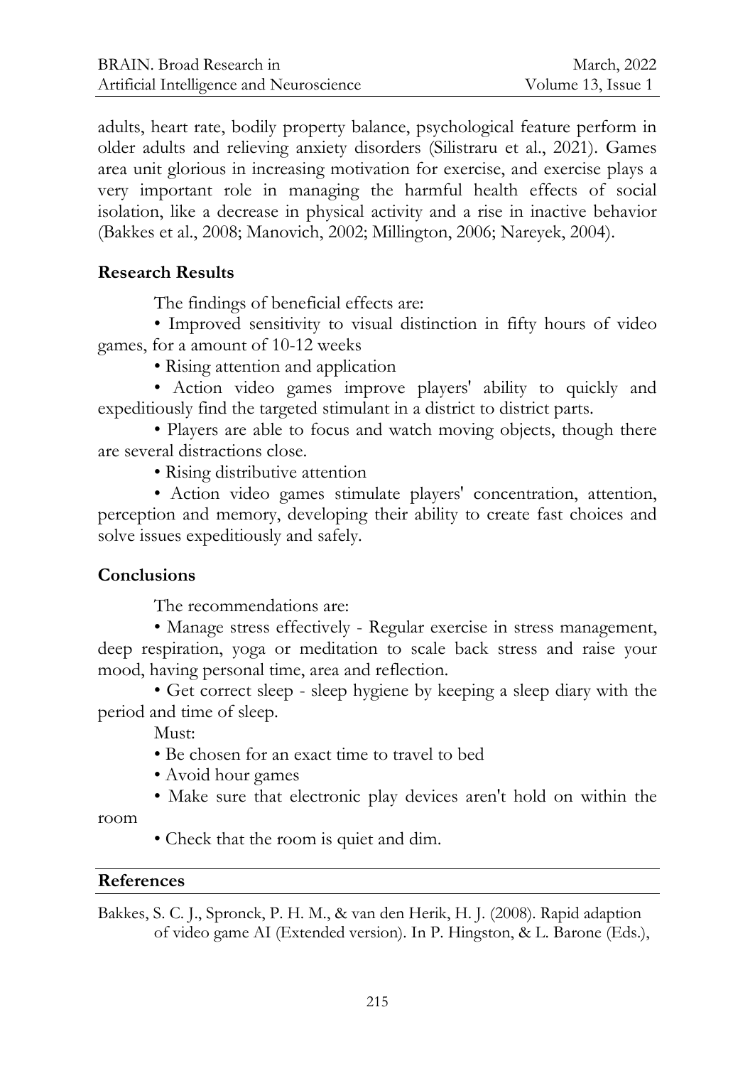adults, heart rate, bodily property balance, psychological feature perform in older adults and relieving anxiety disorders (Silistraru et al., 2021). Games area unit glorious in increasing motivation for exercise, and exercise plays a very important role in managing the harmful health effects of social isolation, like a decrease in physical activity and a rise in inactive behavior (Bakkes et al., 2008; Manovich, 2002; Millington, 2006; Nareyek, 2004).

## Research Results

The findings of beneficial effects are:

- Improved sensitivity to visual distinction in fifty hours of video games, for a amount of 10-12 weeks
- Rising attention and application
- Action video games improve players' ability to quickly and expeditiously find the targeted stimulant in a district to district parts.
- Players are able to focus and watch moving objects, though there are several distractions close.
- Rising distributive attention
- Action video games stimulate players' concentration, attention, perception and memory, developing their ability to create fast choices and solve issues expeditiously and safely.

## Conclusions

The recommendations are:

- Manage stress effectively - Regular exercise in stress management, deep respiration, yoga or meditation to scale back stress and raise your mood, having personal time, area and reflection.
- Get correct sleep - sleep hygiene by keeping a sleep diary with the period and time of sleep.

Must:

- Be chosen for an exact time to travel to bed
- Avoid hour games
- Make sure that electronic play devices aren't hold on within the room
- Check that the room is quiet and dim.

## References

Bakkes, S. C. J., Spronck, P. H. M., & van den Herik, H. J. (2008). Rapid adaption of video game AI (Extended version). In P. Hingston, & L. Barone (Eds.),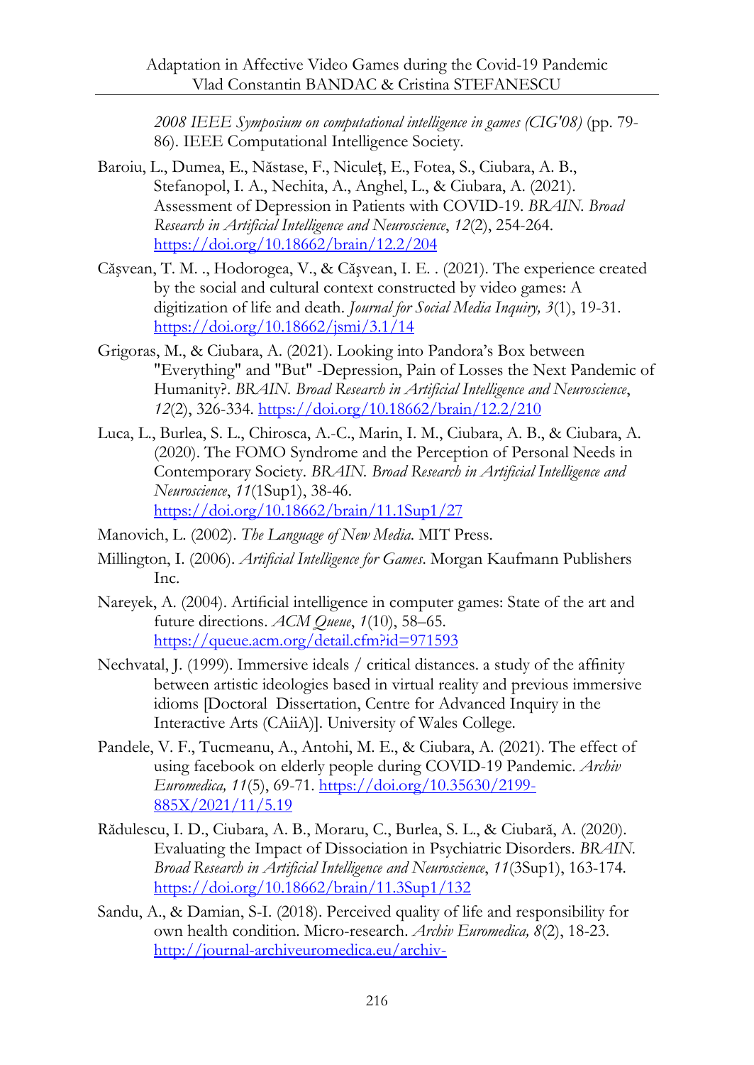*2008 IEEE Symposium on computational intelligence in games (CIG'08)* (pp. 79-86). IEEE Computational Intelligence Society.

Baroiu, L., Dumea, E., Năstase, F., Niculeț, E., Fotea, S., Ciubara, A. B., Stefanopol, I. A., Nechita, A., Anghel, L., & Ciubara, A. (2021). Assessment of Depression in Patients with COVID-19. *BRAIN. Broad Research in Artificial Intelligence and Neuroscience*, *12*(2), 254-264. https://doi.org/10.18662/brain/12.2/204

Cășvean, T. M. ., Hodorogea, V., & Cășvean, I. E. . (2021). The experience created by the social and cultural context constructed by video games: A digitization of life and death. *Journal for Social Media Inquiry, 3*(1), 19-31. https://doi.org/10.18662/jsmi/3.1/14

Grigoras, M., & Ciubara, A. (2021). Looking into Pandora's Box between "Everything" and "But" -Depression, Pain of Losses the Next Pandemic of Humanity?. *BRAIN. Broad Research in Artificial Intelligence and Neuroscience*, *12*(2), 326-334. https://doi.org/10.18662/brain/12.2/210

Luca, L., Burlea, S. L., Chirosca, A.-C., Marin, I. M., Ciubara, A. B., & Ciubara, A. (2020). The FOMO Syndrome and the Perception of Personal Needs in Contemporary Society. *BRAIN. Broad Research in Artificial Intelligence and Neuroscience*, *11*(1Sup1), 38-46. https://doi.org/10.18662/brain/11.1Sup1/27

Manovich, L. (2002). *The Language of New Media*. MIT Press.

Millington, I. (2006). *Artificial Intelligence for Games*. Morgan Kaufmann Publishers Inc.

Nareyek, A. (2004). Artificial intelligence in computer games: State of the art and future directions. *ACM Queue*, *1*(10), 58–65. https://queue.acm.org/detail.cfm?id=971593

Nechvatal, J. (1999). Immersive ideals / critical distances. a study of the affinity between artistic ideologies based in virtual reality and previous immersive idioms [Doctoral Dissertation, Centre for Advanced Inquiry in the Interactive Arts (CAiiA)]. University of Wales College.

Pandele, V. F., Tucmeanu, A., Antohi, M. E., & Ciubara, A. (2021). The effect of using facebook on elderly people during COVID-19 Pandemic. *Archiv Euromedica, 11*(5), 69-71. https://doi.org/10.35630/2199-885X/2021/11/5.19

Rădulescu, I. D., Ciubara, A. B., Moraru, C., Burlea, S. L., & Ciubară, A. (2020). Evaluating the Impact of Dissociation in Psychiatric Disorders. *BRAIN. Broad Research in Artificial Intelligence and Neuroscience*, *11*(3Sup1), 163-174. https://doi.org/10.18662/brain/11.3Sup1/132

Sandu, A., & Damian, S-I. (2018). Perceived quality of life and responsibility for own health condition. Micro-research. *Archiv Euromedica, 8*(2), 18-23. http://journal-archiveuromedica.eu/archiv-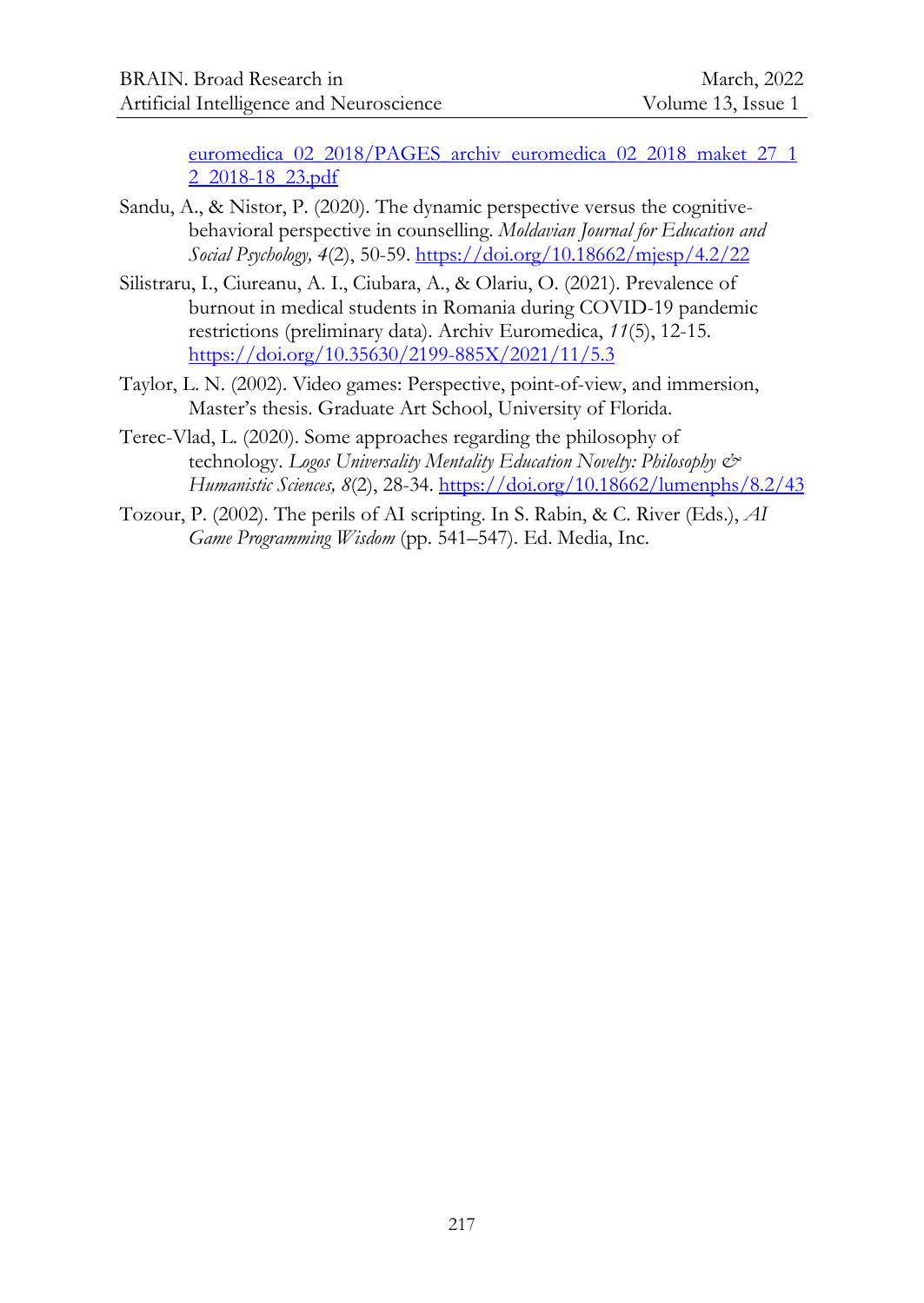euromedica_02_2018/PAGES_archiv_euromedica_02_2018_maket_27_12_2018-18_23.pdf

Sandu, A., & Nistor, P. (2020). The dynamic perspective versus the cognitive-behavioral perspective in counselling. *Moldavian Journal for Education and Social Psychology, 4*(2), 50-59. https://doi.org/10.18662/mjesp/4.2/22

Silistraru, I., Ciureanu, A. I., Ciubara, A., & Olariu, O. (2021). Prevalence of burnout in medical students in Romania during COVID-19 pandemic restrictions (preliminary data). Archiv Euromedica, *11*(5), 12-15. https://doi.org/10.35630/2199-885X/2021/11/5.3

Taylor, L. N. (2002). Video games: Perspective, point-of-view, and immersion, Master's thesis. Graduate Art School, University of Florida.

Terec-Vlad, L. (2020). Some approaches regarding the philosophy of technology. *Logos Universality Mentality Education Novelty: Philosophy & Humanistic Sciences, 8*(2), 28-34. https://doi.org/10.18662/lumenphs/8.2/43

Tozour, P. (2002). The perils of AI scripting. In S. Rabin, & C. River (Eds.), *AI Game Programming Wisdom* (pp. 541–547). Ed. Media, Inc.